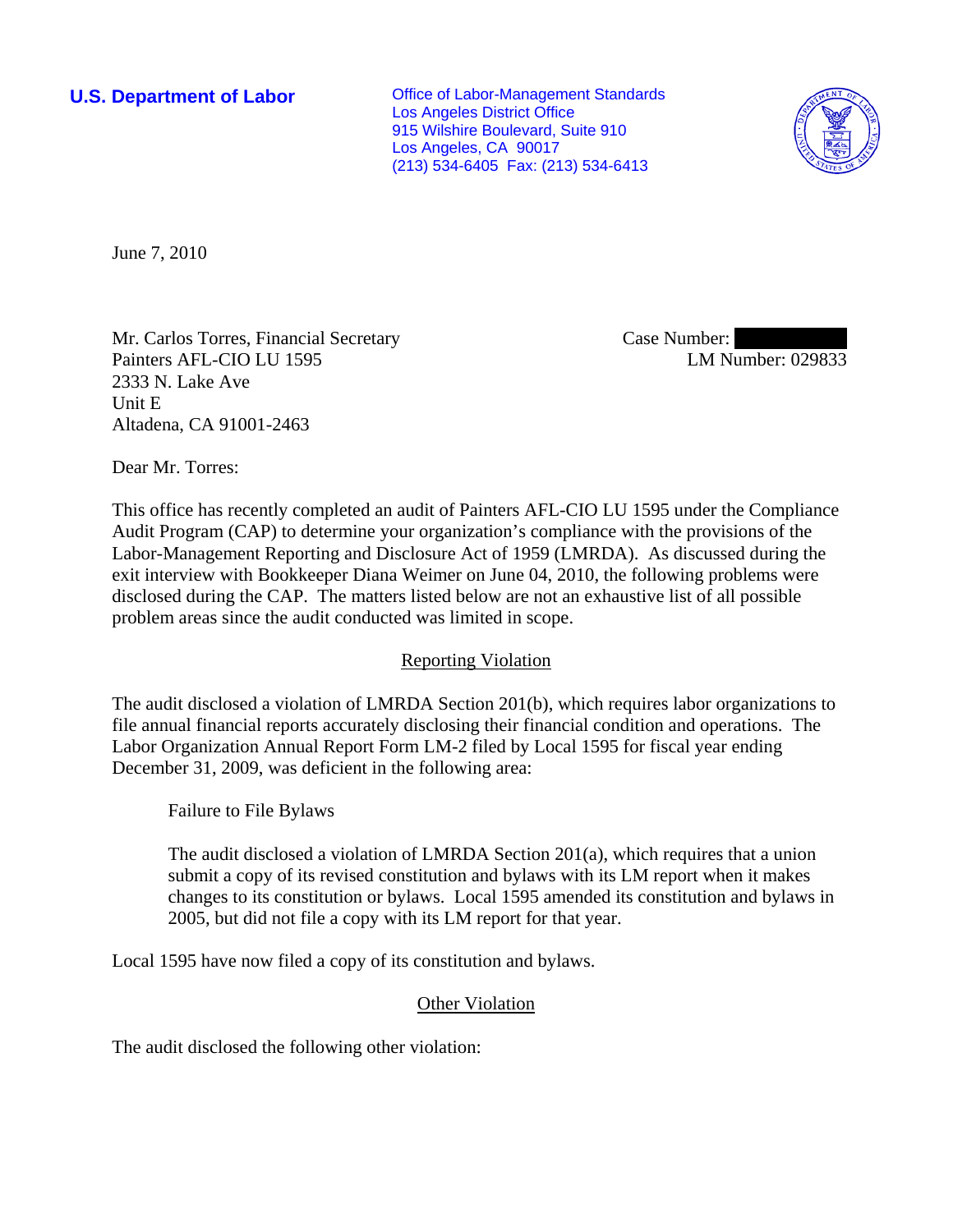**U.S. Department of Labor**

Office of Labor-Management Standards
Los Angeles District Office
915 Wilshire Boulevard, Suite 910
Los Angeles, CA 90017
(213) 534-6405 Fax: (213) 534-6413

June 7, 2010

Mr. Carlos Torres, Financial Secretary
Painters AFL-CIO LU 1595
2333 N. Lake Ave
Unit E
Altadena, CA 91001-2463

Case Number:
LM Number: 029833

Dear Mr. Torres:

This office has recently completed an audit of Painters AFL-CIO LU 1595 under the Compliance Audit Program (CAP) to determine your organization's compliance with the provisions of the Labor-Management Reporting and Disclosure Act of 1959 (LMRDA). As discussed during the exit interview with Bookkeeper Diana Weimer on June 04, 2010, the following problems were disclosed during the CAP. The matters listed below are not an exhaustive list of all possible problem areas since the audit conducted was limited in scope.

## Reporting Violation

The audit disclosed a violation of LMRDA Section 201(b), which requires labor organizations to file annual financial reports accurately disclosing their financial condition and operations. The Labor Organization Annual Report Form LM-2 filed by Local 1595 for fiscal year ending December 31, 2009, was deficient in the following area:

Failure to File Bylaws

The audit disclosed a violation of LMRDA Section 201(a), which requires that a union submit a copy of its revised constitution and bylaws with its LM report when it makes changes to its constitution or bylaws. Local 1595 amended its constitution and bylaws in 2005, but did not file a copy with its LM report for that year.

Local 1595 have now filed a copy of its constitution and bylaws.

## Other Violation

The audit disclosed the following other violation: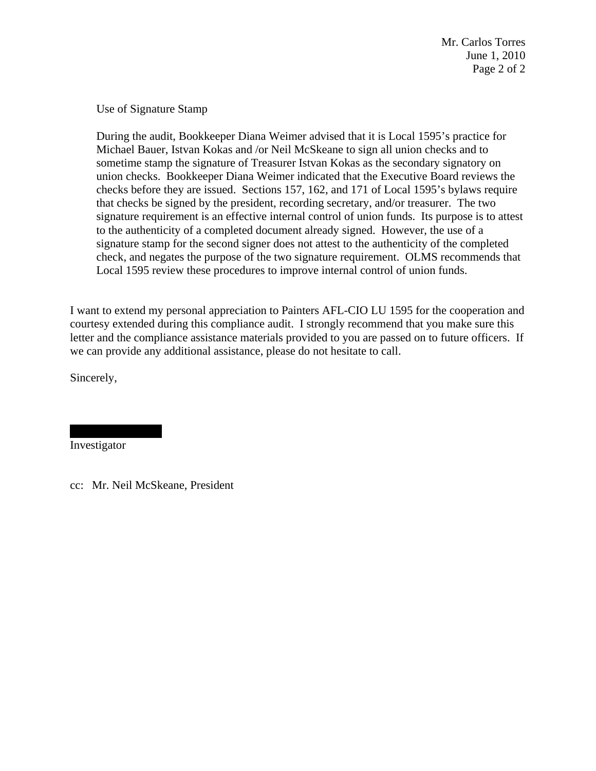Use of Signature Stamp

During the audit, Bookkeeper Diana Weimer advised that it is Local 1595's practice for Michael Bauer, Istvan Kokas and /or Neil McSkeane to sign all union checks and to sometime stamp the signature of Treasurer Istvan Kokas as the secondary signatory on union checks. Bookkeeper Diana Weimer indicated that the Executive Board reviews the checks before they are issued. Sections 157, 162, and 171 of Local 1595's bylaws require that checks be signed by the president, recording secretary, and/or treasurer. The two signature requirement is an effective internal control of union funds. Its purpose is to attest to the authenticity of a completed document already signed. However, the use of a signature stamp for the second signer does not attest to the authenticity of the completed check, and negates the purpose of the two signature requirement. OLMS recommends that Local 1595 review these procedures to improve internal control of union funds.

I want to extend my personal appreciation to Painters AFL-CIO LU 1595 for the cooperation and courtesy extended during this compliance audit. I strongly recommend that you make sure this letter and the compliance assistance materials provided to you are passed on to future officers. If we can provide any additional assistance, please do not hesitate to call.

Sincerely,

Investigator

cc: Mr. Neil McSkeane, President